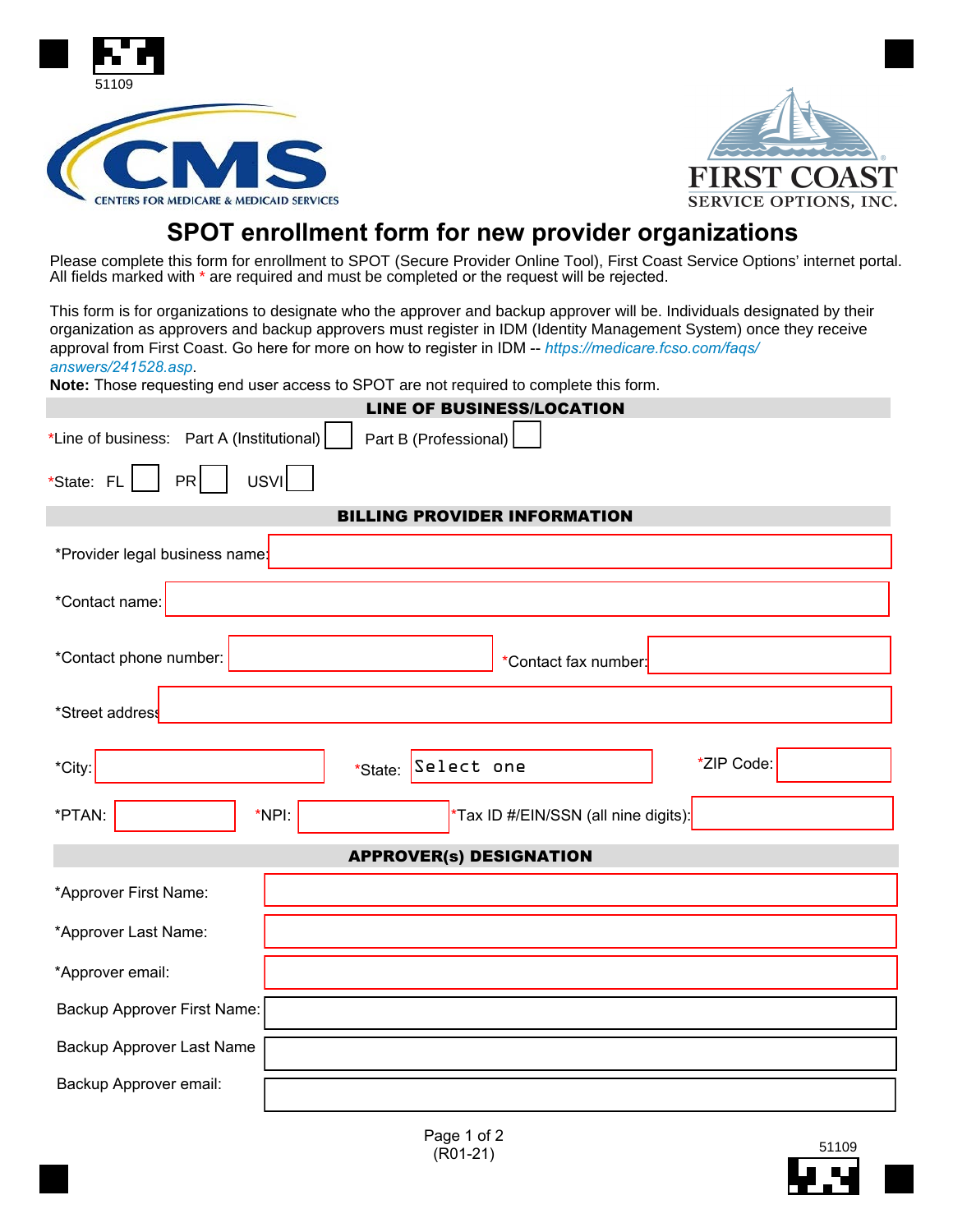# SPOT enrollment form for new provider organizations

Please complete this form for enrollment to SPOT (Secure Provider Online Tool), First Coast Service Options' internet portal. All fields marked with * are required and must be completed or the request will be rejected.

This form is for organizations to designate who the approver and backup approver will be. Individuals designated by their organization as approvers and backup approvers must register in IDM (Identity Management System) once they receive approval from First Coast. Go here for more on how to register in IDM -- *https://medicare.fcso.com/faqs/answers/241528.asp*.

**Note:** Those requesting end user access to SPOT are not required to complete this form.

## LINE OF BUSINESS/LOCATION

*Line of business: Part A (Institutional) ☐ Part B (Professional) ☐

*State: FL ☐ PR ☐ USVI ☐

## BILLING PROVIDER INFORMATION

*Provider legal business name:

*Contact name:

*Contact phone number: *Contact fax number:

*Street address:

*City: *State: Select one *ZIP Code:

*PTAN: *NPI: *Tax ID #/EIN/SSN (all nine digits):

## APPROVER(s) DESIGNATION

*Approver First Name:

*Approver Last Name:

*Approver email:

Backup Approver First Name:

Backup Approver Last Name

Backup Approver email: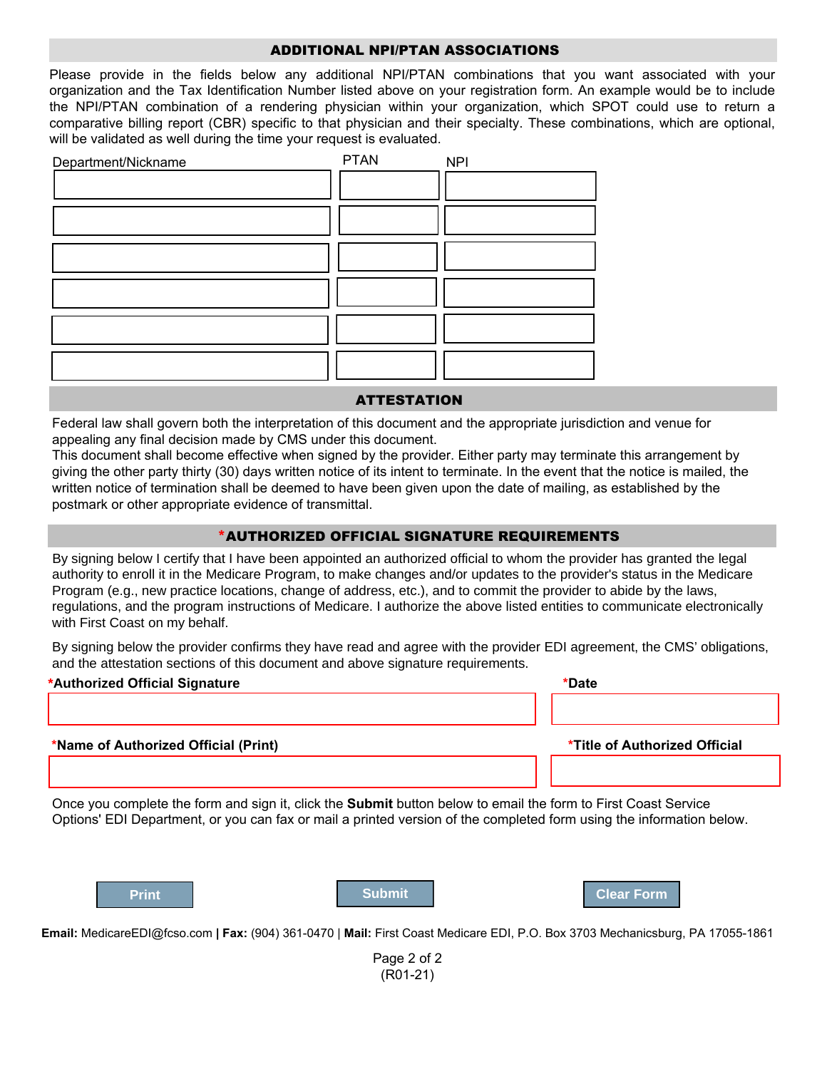## ADDITIONAL NPI/PTAN ASSOCIATIONS

Please provide in the fields below any additional NPI/PTAN combinations that you want associated with your organization and the Tax Identification Number listed above on your registration form. An example would be to include the NPI/PTAN combination of a rendering physician within your organization, which SPOT could use to return a comparative billing report (CBR) specific to that physician and their specialty. These combinations, which are optional, will be validated as well during the time your request is evaluated.

| Department/Nickname | PTAN | NPI |
| --- | --- | --- |
| | | |
| | | |
| | | |
| | | |
| | | |
| | | |

## ATTESTATION

Federal law shall govern both the interpretation of this document and the appropriate jurisdiction and venue for appealing any final decision made by CMS under this document.

This document shall become effective when signed by the provider. Either party may terminate this arrangement by giving the other party thirty (30) days written notice of its intent to terminate. In the event that the notice is mailed, the written notice of termination shall be deemed to have been given upon the date of mailing, as established by the postmark or other appropriate evidence of transmittal.

## *AUTHORIZED OFFICIAL SIGNATURE REQUIREMENTS

By signing below I certify that I have been appointed an authorized official to whom the provider has granted the legal authority to enroll it in the Medicare Program, to make changes and/or updates to the provider's status in the Medicare Program (e.g., new practice locations, change of address, etc.), and to commit the provider to abide by the laws, regulations, and the program instructions of Medicare. I authorize the above listed entities to communicate electronically with First Coast on my behalf.

By signing below the provider confirms they have read and agree with the provider EDI agreement, the CMS' obligations, and the attestation sections of this document and above signature requirements.

**\*Authorized Official Signature**

**\*Date**

**\*Name of Authorized Official (Print)**

**\*Title of Authorized Official**

Once you complete the form and sign it, click the **Submit** button below to email the form to First Coast Service Options' EDI Department, or you can fax or mail a printed version of the completed form using the information below.

Print | Submit | Clear Form

**Email:** MedicareEDI@fcso.com **| Fax:** (904) 361-0470 | **Mail:** First Coast Medicare EDI, P.O. Box 3703 Mechanicsburg, PA 17055-1861

(R01-21)